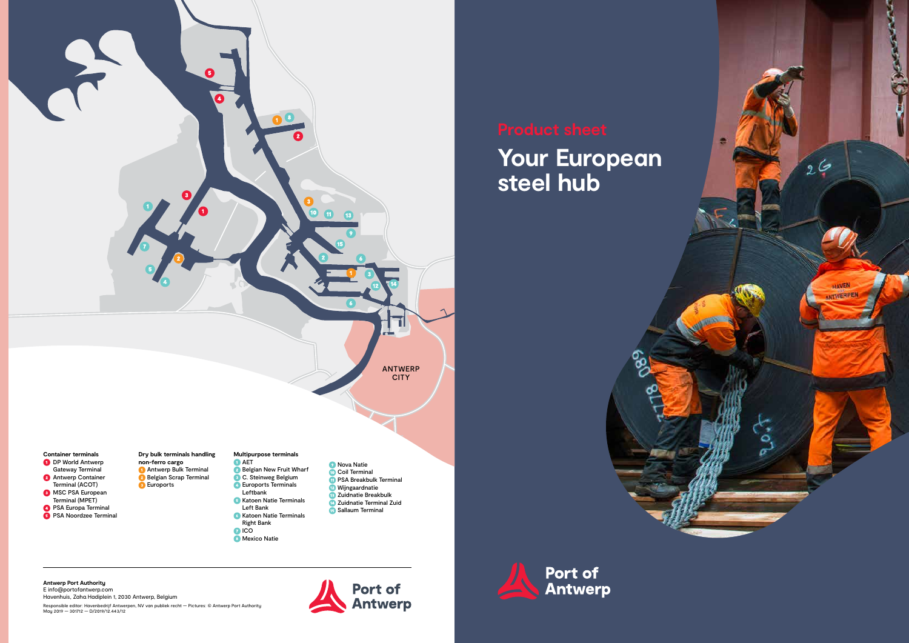ANTWERP CITY

**Container terminals**

1. DP World Antwerp Gateway Terminal
2. Antwerp Container Terminal (ACOT)
3. MSC PSA European Terminal (MPET)
4. PSA Europa Terminal
5. PSA Noordzee Terminal

**Dry bulk terminals handling non-ferro cargo**

1. Antwerp Bulk Terminal
2. Belgian Scrap Terminal
3. Euroports

**Multipurpose terminals**

1. AET
2. Belgian New Fruit Wharf
3. C. Steinweg Belgium
4. Euroports Terminals Leftbank
5. Katoen Natie Terminals Left Bank
6. Katoen Natie Terminals Right Bank
7. ICO
8. Mexico Natie
9. Nova Natie
10. Coil Terminal
11. PSA Breakbulk Terminal
12. Wijngaardnatie
13. Zuidnatie Breakbulk
14. Zuidnatie Terminal Zuid
15. Sallaum Terminal

**Antwerp Port Authority**
E info@portofantwerp.com
Havenhuis, Zaha Hadiplein 1, 2030 Antwerp, Belgium

Responsible editor: Havenbedrijf Antwerpen, NV van publiek recht — Pictures: © Antwerp Port Authority
May 2019 — 301712 — D/2019/12.443/12

Port of Antwerp

## Product sheet

# Your European steel hub

Port of Antwerp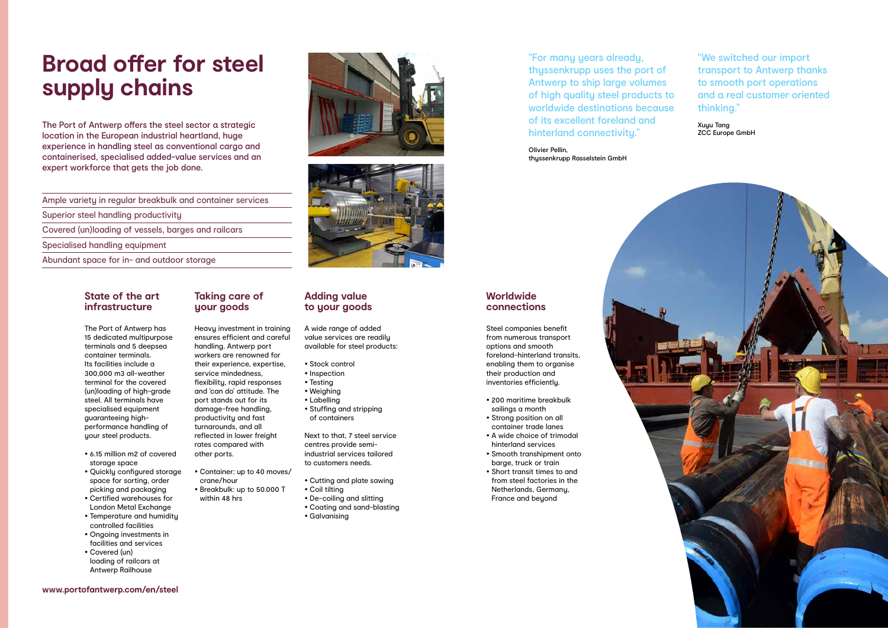# Broad offer for steel supply chains

The Port of Antwerp offers the steel sector a strategic location in the European industrial heartland, huge experience in handling steel as conventional cargo and containerised, specialised added-value services and an expert workforce that gets the job done.

- Ample variety in regular breakbulk and container services
- Superior steel handling productivity
- Covered (un)loading of vessels, barges and railcars
- Specialised handling equipment
- Abundant space for in- and outdoor storage

"For many years already, thyssenkrupp uses the port of Antwerp to ship large volumes of high quality steel products to worldwide destinations because of its excellent foreland and hinterland connectivity."

Olivier Pellin,
thyssenkrupp Rasselstein GmbH

"We switched our import transport to Antwerp thanks to smooth port operations and a real customer oriented thinking."

Xuyu Tang
ZCC Europe GmbH

## State of the art infrastructure

The Port of Antwerp has 15 dedicated multipurpose terminals and 5 deepsea container terminals. Its facilities include a 300,000 m3 all-weather terminal for the covered (un)loading of high-grade steel. All terminals have specialised equipment guaranteeing high-performance handling of your steel products.

- 6.15 million m2 of covered storage space
- Quickly configured storage space for sorting, order picking and packaging
- Certified warehouses for London Metal Exchange
- Temperature and humidity controlled facilities
- Ongoing investments in facilities and services
- Covered (un) loading of railcars at Antwerp Railhouse

## Taking care of your goods

Heavy investment in training ensures efficient and careful handling. Antwerp port workers are renowned for their experience, expertise, service mindedness, flexibility, rapid responses and 'can do' attitude. The port stands out for its damage-free handling, productivity and fast turnarounds, and all reflected in lower freight rates compared with other ports.

- Container: up to 40 moves/ crane/hour
- Breakbulk: up to 50.000 T within 48 hrs

## Adding value to your goods

A wide range of added value services are readily available for steel products:

- Stock control
- Inspection
- Testing
- Weighing
- Labelling
- Stuffing and stripping of containers

Next to that, 7 steel service centres provide semi-industrial services tailored to customers needs.

- Cutting and plate sawing
- Coil tilting
- De-coiling and slitting
- Coating and sand-blasting
- Galvanising

## Worldwide connections

Steel companies benefit from numerous transport options and smooth foreland-hinterland transits, enabling them to organise their production and inventories efficiently.

- 200 maritime breakbulk sailings a month
- Strong position on all container trade lanes
- A wide choice of trimodal hinterland services
- Smooth transhipment onto barge, truck or train
- Short transit times to and from steel factories in the Netherlands, Germany, France and beyond

www.portofantwerp.com/en/steel